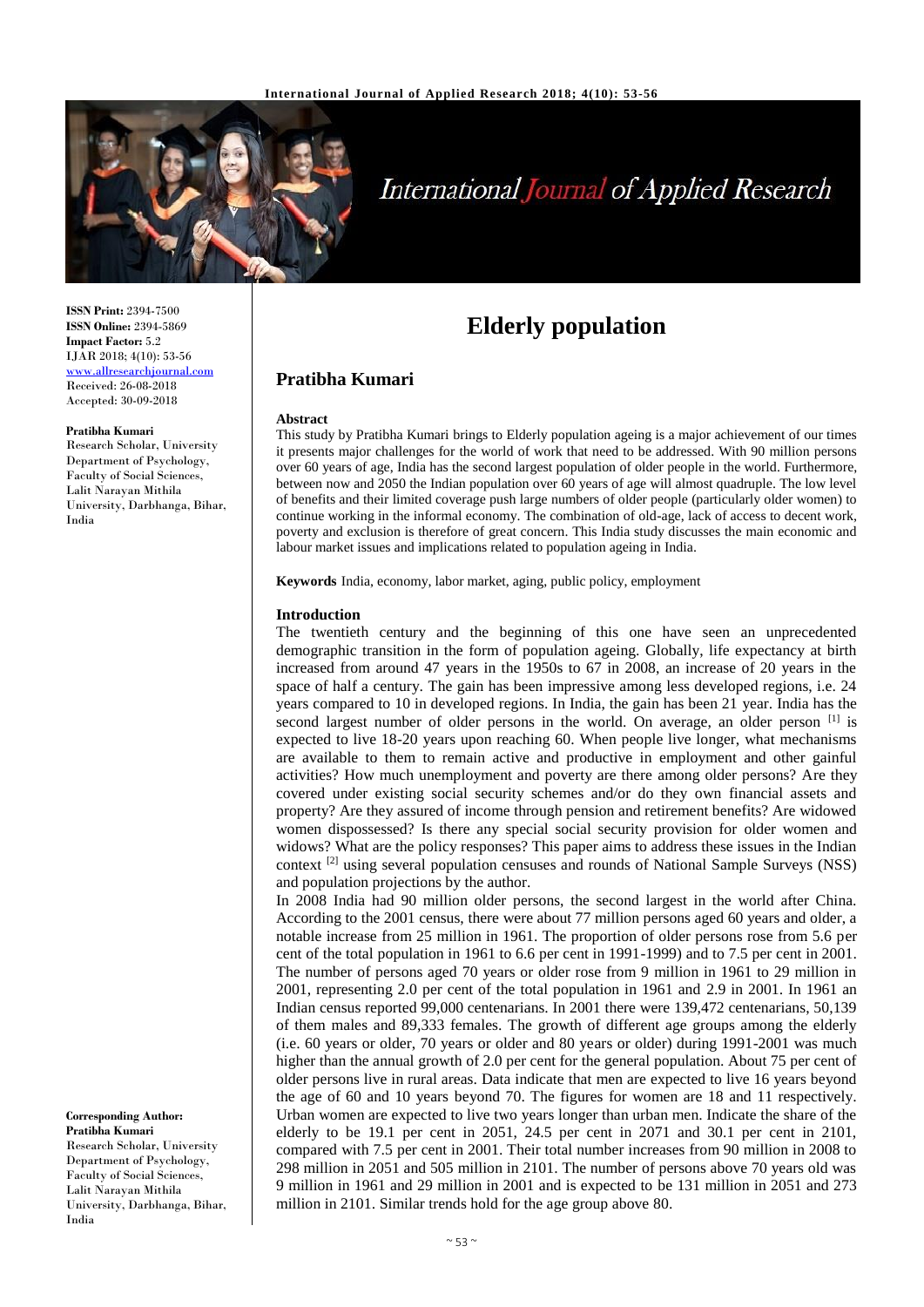**ISSN Print:** 2394-7500
**ISSN Online:** 2394-5869
**Impact Factor:** 5.2
IJAR 2018; 4(10): 53-56
www.allresearchjournal.com
Received: 26-08-2018
Accepted: 30-09-2018

**Pratibha Kumari**
Research Scholar, University Department of Psychology, Faculty of Social Sciences, Lalit Narayan Mithila University, Darbhanga, Bihar, India

**Corresponding Author:**
**Pratibha Kumari**
Research Scholar, University Department of Psychology, Faculty of Social Sciences, Lalit Narayan Mithila University, Darbhanga, Bihar, India

# Elderly population

## Pratibha Kumari

**Abstract**

This study by Pratibha Kumari brings to Elderly population ageing is a major achievement of our times it presents major challenges for the world of work that need to be addressed. With 90 million persons over 60 years of age, India has the second largest population of older people in the world. Furthermore, between now and 2050 the Indian population over 60 years of age will almost quadruple. The low level of benefits and their limited coverage push large numbers of older people (particularly older women) to continue working in the informal economy. The combination of old-age, lack of access to decent work, poverty and exclusion is therefore of great concern. This India study discusses the main economic and labour market issues and implications related to population ageing in India.

**Keywords** India, economy, labor market, aging, public policy, employment

**Introduction**

The twentieth century and the beginning of this one have seen an unprecedented demographic transition in the form of population ageing. Globally, life expectancy at birth increased from around 47 years in the 1950s to 67 in 2008, an increase of 20 years in the space of half a century. The gain has been impressive among less developed regions, i.e. 24 years compared to 10 in developed regions. In India, the gain has been 21 year. India has the second largest number of older persons in the world. On average, an older person [1] is expected to live 18-20 years upon reaching 60. When people live longer, what mechanisms are available to them to remain active and productive in employment and other gainful activities? How much unemployment and poverty are there among older persons? Are they covered under existing social security schemes and/or do they own financial assets and property? Are they assured of income through pension and retirement benefits? Are widowed women dispossessed? Is there any special social security provision for older women and widows? What are the policy responses? This paper aims to address these issues in the Indian context [2] using several population censuses and rounds of National Sample Surveys (NSS) and population projections by the author.

In 2008 India had 90 million older persons, the second largest in the world after China. According to the 2001 census, there were about 77 million persons aged 60 years and older, a notable increase from 25 million in 1961. The proportion of older persons rose from 5.6 per cent of the total population in 1961 to 6.6 per cent in 1991-1999) and to 7.5 per cent in 2001. The number of persons aged 70 years or older rose from 9 million in 1961 to 29 million in 2001, representing 2.0 per cent of the total population in 1961 and 2.9 in 2001. In 1961 an Indian census reported 99,000 centenarians. In 2001 there were 139,472 centenarians, 50,139 of them males and 89,333 females. The growth of different age groups among the elderly (i.e. 60 years or older, 70 years or older and 80 years or older) during 1991-2001 was much higher than the annual growth of 2.0 per cent for the general population. About 75 per cent of older persons live in rural areas. Data indicate that men are expected to live 16 years beyond the age of 60 and 10 years beyond 70. The figures for women are 18 and 11 respectively. Urban women are expected to live two years longer than urban men. Indicate the share of the elderly to be 19.1 per cent in 2051, 24.5 per cent in 2071 and 30.1 per cent in 2101, compared with 7.5 per cent in 2001. Their total number increases from 90 million in 2008 to 298 million in 2051 and 505 million in 2101. The number of persons above 70 years old was 9 million in 1961 and 29 million in 2001 and is expected to be 131 million in 2051 and 273 million in 2101. Similar trends hold for the age group above 80.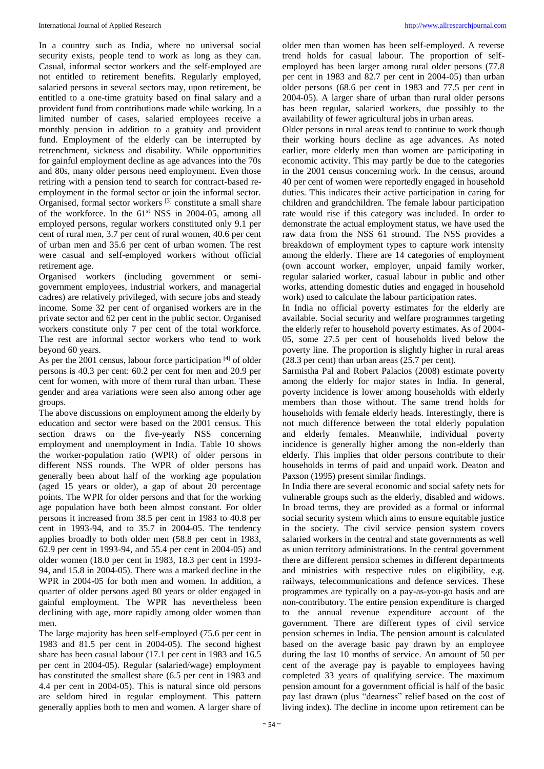In a country such as India, where no universal social security exists, people tend to work as long as they can. Casual, informal sector workers and the self-employed are not entitled to retirement benefits. Regularly employed, salaried persons in several sectors may, upon retirement, be entitled to a one-time gratuity based on final salary and a provident fund from contributions made while working. In a limited number of cases, salaried employees receive a monthly pension in addition to a gratuity and provident fund. Employment of the elderly can be interrupted by retrenchment, sickness and disability. While opportunities for gainful employment decline as age advances into the 70s and 80s, many older persons need employment. Even those retiring with a pension tend to search for contract-based re-employment in the formal sector or join the informal sector. Organised, formal sector workers [3] constitute a small share of the workforce. In the 61st NSS in 2004-05, among all employed persons, regular workers constituted only 9.1 per cent of rural men, 3.7 per cent of rural women, 40.6 per cent of urban men and 35.6 per cent of urban women. The rest were casual and self-employed workers without official retirement age.

Organised workers (including government or semi-government employees, industrial workers, and managerial cadres) are relatively privileged, with secure jobs and steady income. Some 32 per cent of organised workers are in the private sector and 62 per cent in the public sector. Organised workers constitute only 7 per cent of the total workforce. The rest are informal sector workers who tend to work beyond 60 years.

As per the 2001 census, labour force participation [4] of older persons is 40.3 per cent: 60.2 per cent for men and 20.9 per cent for women, with more of them rural than urban. These gender and area variations were seen also among other age groups.

The above discussions on employment among the elderly by education and sector were based on the 2001 census. This section draws on the five-yearly NSS concerning employment and unemployment in India. Table 10 shows the worker-population ratio (WPR) of older persons in different NSS rounds. The WPR of older persons has generally been about half of the working age population (aged 15 years or older), a gap of about 20 percentage points. The WPR for older persons and that for the working age population have both been almost constant. For older persons it increased from 38.5 per cent in 1983 to 40.8 per cent in 1993-94, and to 35.7 in 2004-05. The tendency applies broadly to both older men (58.8 per cent in 1983, 62.9 per cent in 1993-94, and 55.4 per cent in 2004-05) and older women (18.0 per cent in 1983, 18.3 per cent in 1993-94, and 15.8 in 2004-05). There was a marked decline in the WPR in 2004-05 for both men and women. In addition, a quarter of older persons aged 80 years or older engaged in gainful employment. The WPR has nevertheless been declining with age, more rapidly among older women than men.

The large majority has been self-employed (75.6 per cent in 1983 and 81.5 per cent in 2004-05). The second highest share has been casual labour (17.1 per cent in 1983 and 16.5 per cent in 2004-05). Regular (salaried/wage) employment has constituted the smallest share (6.5 per cent in 1983 and 4.4 per cent in 2004-05). This is natural since old persons are seldom hired in regular employment. This pattern generally applies both to men and women. A larger share of older men than women has been self-employed. A reverse trend holds for casual labour. The proportion of self-employed has been larger among rural older persons (77.8 per cent in 1983 and 82.7 per cent in 2004-05) than urban older persons (68.6 per cent in 1983 and 77.5 per cent in 2004-05). A larger share of urban than rural older persons has been regular, salaried workers, due possibly to the availability of fewer agricultural jobs in urban areas.

Older persons in rural areas tend to continue to work though their working hours decline as age advances. As noted earlier, more elderly men than women are participating in economic activity. This may partly be due to the categories in the 2001 census concerning work. In the census, around 40 per cent of women were reportedly engaged in household duties. This indicates their active participation in caring for children and grandchildren. The female labour participation rate would rise if this category was included. In order to demonstrate the actual employment status, we have used the raw data from the NSS 61 stround. The NSS provides a breakdown of employment types to capture work intensity among the elderly. There are 14 categories of employment (own account worker, employer, unpaid family worker, regular salaried worker, casual labour in public and other works, attending domestic duties and engaged in household work) used to calculate the labour participation rates.

In India no official poverty estimates for the elderly are available. Social security and welfare programmes targeting the elderly refer to household poverty estimates. As of 2004-05, some 27.5 per cent of households lived below the poverty line. The proportion is slightly higher in rural areas (28.3 per cent) than urban areas (25.7 per cent).

Sarmistha Pal and Robert Palacios (2008) estimate poverty among the elderly for major states in India. In general, poverty incidence is lower among households with elderly members than those without. The same trend holds for households with female elderly heads. Interestingly, there is not much difference between the total elderly population and elderly females. Meanwhile, individual poverty incidence is generally higher among the non-elderly than elderly. This implies that older persons contribute to their households in terms of paid and unpaid work. Deaton and Paxson (1995) present similar findings.

In India there are several economic and social safety nets for vulnerable groups such as the elderly, disabled and widows. In broad terms, they are provided as a formal or informal social security system which aims to ensure equitable justice in the society. The civil service pension system covers salaried workers in the central and state governments as well as union territory administrations. In the central government there are different pension schemes in different departments and ministries with respective rules on eligibility, e.g. railways, telecommunications and defence services. These programmes are typically on a pay-as-you-go basis and are non-contributory. The entire pension expenditure is charged to the annual revenue expenditure account of the government. There are different types of civil service pension schemes in India. The pension amount is calculated based on the average basic pay drawn by an employee during the last 10 months of service. An amount of 50 per cent of the average pay is payable to employees having completed 33 years of qualifying service. The maximum pension amount for a government official is half of the basic pay last drawn (plus "dearness" relief based on the cost of living index). The decline in income upon retirement can be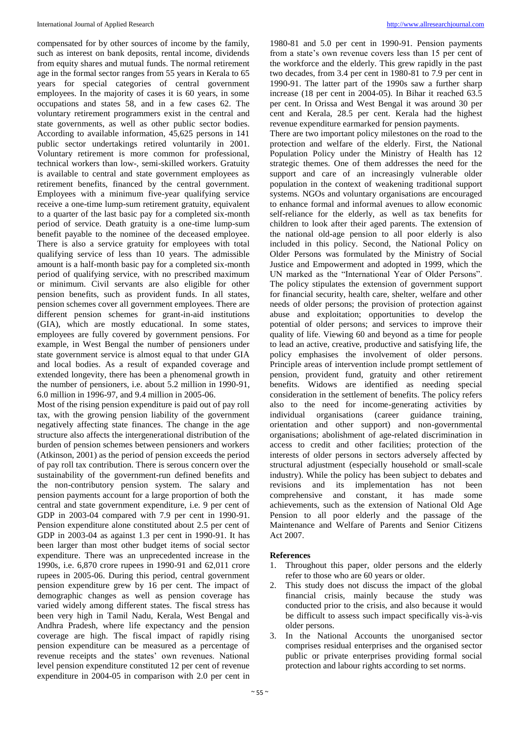compensated for by other sources of income by the family, such as interest on bank deposits, rental income, dividends from equity shares and mutual funds. The normal retirement age in the formal sector ranges from 55 years in Kerala to 65 years for special categories of central government employees. In the majority of cases it is 60 years, in some occupations and states 58, and in a few cases 62. The voluntary retirement programmers exist in the central and state governments, as well as other public sector bodies. According to available information, 45,625 persons in 141 public sector undertakings retired voluntarily in 2001. Voluntary retirement is more common for professional, technical workers than low-, semi-skilled workers. Gratuity is available to central and state government employees as retirement benefits, financed by the central government. Employees with a minimum five-year qualifying service receive a one-time lump-sum retirement gratuity, equivalent to a quarter of the last basic pay for a completed six-month period of service. Death gratuity is a one-time lump-sum benefit payable to the nominee of the deceased employee. There is also a service gratuity for employees with total qualifying service of less than 10 years. The admissible amount is a half-month basic pay for a completed six-month period of qualifying service, with no prescribed maximum or minimum. Civil servants are also eligible for other pension benefits, such as provident funds. In all states, pension schemes cover all government employees. There are different pension schemes for grant-in-aid institutions (GIA), which are mostly educational. In some states, employees are fully covered by government pensions. For example, in West Bengal the number of pensioners under state government service is almost equal to that under GIA and local bodies. As a result of expanded coverage and extended longevity, there has been a phenomenal growth in the number of pensioners, i.e. about 5.2 million in 1990-91, 6.0 million in 1996-97, and 9.4 million in 2005-06.

Most of the rising pension expenditure is paid out of pay roll tax, with the growing pension liability of the government negatively affecting state finances. The change in the age structure also affects the intergenerational distribution of the burden of pension schemes between pensioners and workers (Atkinson, 2001) as the period of pension exceeds the period of pay roll tax contribution. There is serous concern over the sustainability of the government-run defined benefits and the non-contributory pension system. The salary and pension payments account for a large proportion of both the central and state government expenditure, i.e. 9 per cent of GDP in 2003-04 compared with 7.9 per cent in 1990-91. Pension expenditure alone constituted about 2.5 per cent of GDP in 2003-04 as against 1.3 per cent in 1990-91. It has been larger than most other budget items of social sector expenditure. There was an unprecedented increase in the 1990s, i.e. 6,870 crore rupees in 1990-91 and 62,011 crore rupees in 2005-06. During this period, central government pension expenditure grew by 16 per cent. The impact of demographic changes as well as pension coverage has varied widely among different states. The fiscal stress has been very high in Tamil Nadu, Kerala, West Bengal and Andhra Pradesh, where life expectancy and the pension coverage are high. The fiscal impact of rapidly rising pension expenditure can be measured as a percentage of revenue receipts and the states' own revenues. National level pension expenditure constituted 12 per cent of revenue expenditure in 2004-05 in comparison with 2.0 per cent in 1980-81 and 5.0 per cent in 1990-91. Pension payments from a state's own revenue covers less than 15 per cent of the workforce and the elderly. This grew rapidly in the past two decades, from 3.4 per cent in 1980-81 to 7.9 per cent in 1990-91. The latter part of the 1990s saw a further sharp increase (18 per cent in 2004-05). In Bihar it reached 63.5 per cent. In Orissa and West Bengal it was around 30 per cent and Kerala, 28.5 per cent. Kerala had the highest revenue expenditure earmarked for pension payments.

There are two important policy milestones on the road to the protection and welfare of the elderly. First, the National Population Policy under the Ministry of Health has 12 strategic themes. One of them addresses the need for the support and care of an increasingly vulnerable older population in the context of weakening traditional support systems. NGOs and voluntary organisations are encouraged to enhance formal and informal avenues to allow economic self-reliance for the elderly, as well as tax benefits for children to look after their aged parents. The extension of the national old-age pension to all poor elderly is also included in this policy. Second, the National Policy on Older Persons was formulated by the Ministry of Social Justice and Empowerment and adopted in 1999, which the UN marked as the "International Year of Older Persons". The policy stipulates the extension of government support for financial security, health care, shelter, welfare and other needs of older persons; the provision of protection against abuse and exploitation; opportunities to develop the potential of older persons; and services to improve their quality of life. Viewing 60 and beyond as a time for people to lead an active, creative, productive and satisfying life, the policy emphasises the involvement of older persons. Principle areas of intervention include prompt settlement of pension, provident fund, gratuity and other retirement benefits. Widows are identified as needing special consideration in the settlement of benefits. The policy refers also to the need for income-generating activities by individual organisations (career guidance training, orientation and other support) and non-governmental organisations; abolishment of age-related discrimination in access to credit and other facilities; protection of the interests of older persons in sectors adversely affected by structural adjustment (especially household or small-scale industry). While the policy has been subject to debates and revisions and its implementation has not been comprehensive and constant, it has made some achievements, such as the extension of National Old Age Pension to all poor elderly and the passage of the Maintenance and Welfare of Parents and Senior Citizens Act 2007.

## References

1. Throughout this paper, older persons and the elderly refer to those who are 60 years or older.
2. This study does not discuss the impact of the global financial crisis, mainly because the study was conducted prior to the crisis, and also because it would be difficult to assess such impact specifically vis-à-vis older persons.
3. In the National Accounts the unorganised sector comprises residual enterprises and the organised sector public or private enterprises providing formal social protection and labour rights according to set norms.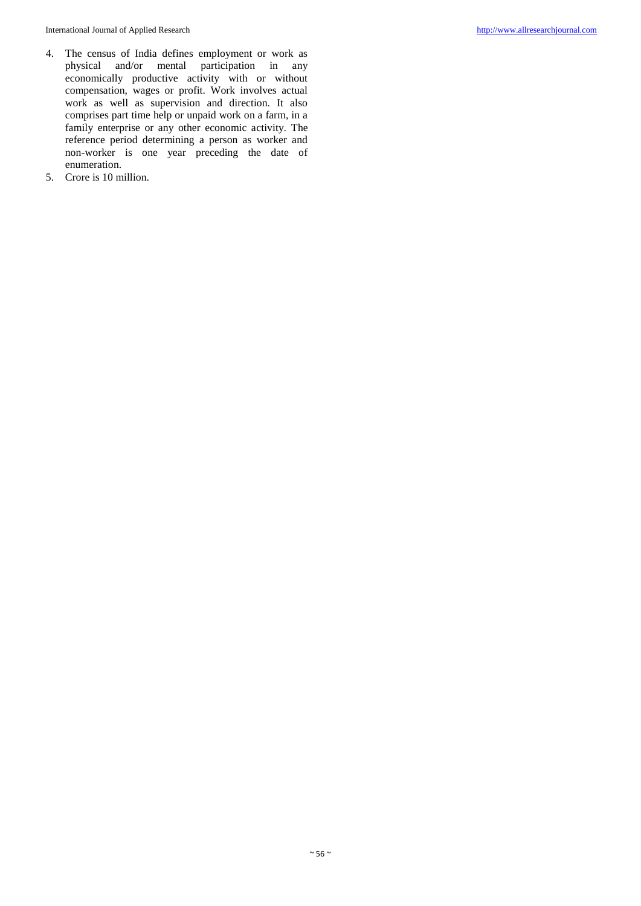4. The census of India defines employment or work as physical and/or mental participation in any economically productive activity with or without compensation, wages or profit. Work involves actual work as well as supervision and direction. It also comprises part time help or unpaid work on a farm, in a family enterprise or any other economic activity. The reference period determining a person as worker and non-worker is one year preceding the date of enumeration.
5. Crore is 10 million.